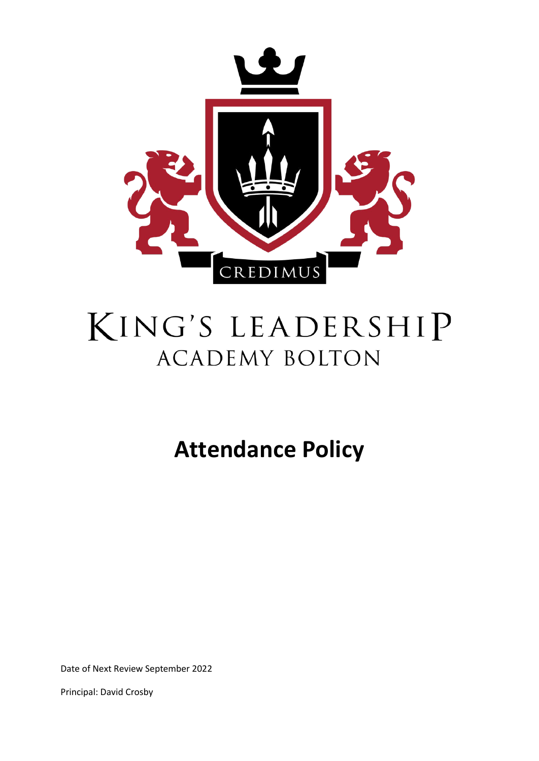CREDIMUS

# KING'S LEADERSHIP ACADEMY BOLTON

# Attendance Policy

Date of Next Review September 2022

Principal: David Crosby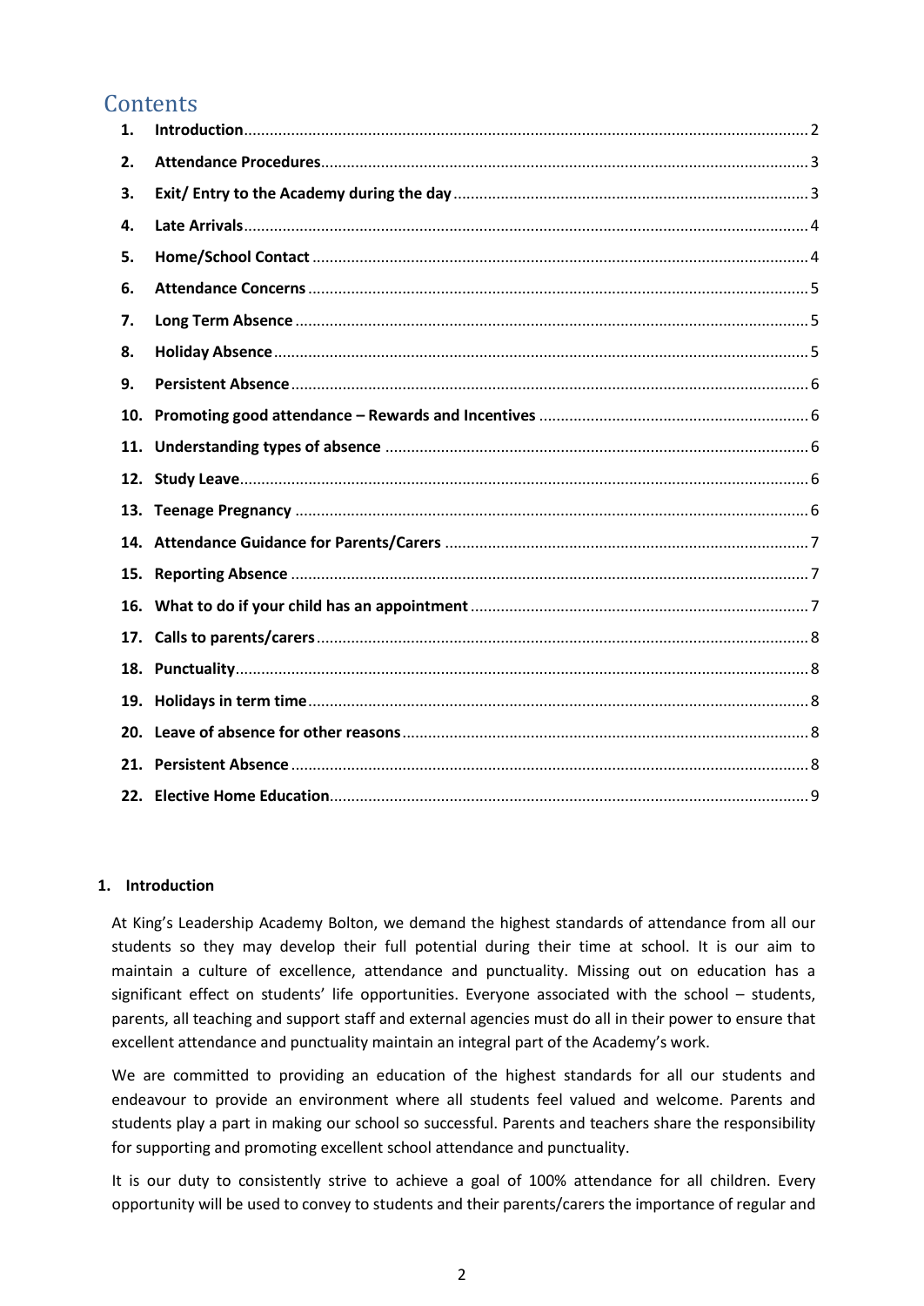# Contents

| | | |
|---|---|---|
| 1. | **Introduction** | 2 |
| 2. | **Attendance Procedures** | 3 |
| 3. | **Exit/ Entry to the Academy during the day** | 3 |
| 4. | **Late Arrivals** | 4 |
| 5. | **Home/School Contact** | 4 |
| 6. | **Attendance Concerns** | 5 |
| 7. | **Long Term Absence** | 5 |
| 8. | **Holiday Absence** | 5 |
| 9. | **Persistent Absence** | 6 |
| 10. | **Promoting good attendance – Rewards and Incentives** | 6 |
| 11. | **Understanding types of absence** | 6 |
| 12. | **Study Leave** | 6 |
| 13. | **Teenage Pregnancy** | 6 |
| 14. | **Attendance Guidance for Parents/Carers** | 7 |
| 15. | **Reporting Absence** | 7 |
| 16. | **What to do if your child has an appointment** | 7 |
| 17. | **Calls to parents/carers** | 8 |
| 18. | **Punctuality** | 8 |
| 19. | **Holidays in term time** | 8 |
| 20. | **Leave of absence for other reasons** | 8 |
| 21. | **Persistent Absence** | 8 |
| 22. | **Elective Home Education** | 9 |

## 1. Introduction

At King's Leadership Academy Bolton, we demand the highest standards of attendance from all our students so they may develop their full potential during their time at school. It is our aim to maintain a culture of excellence, attendance and punctuality. Missing out on education has a significant effect on students' life opportunities. Everyone associated with the school – students, parents, all teaching and support staff and external agencies must do all in their power to ensure that excellent attendance and punctuality maintain an integral part of the Academy's work.

We are committed to providing an education of the highest standards for all our students and endeavour to provide an environment where all students feel valued and welcome. Parents and students play a part in making our school so successful. Parents and teachers share the responsibility for supporting and promoting excellent school attendance and punctuality.

It is our duty to consistently strive to achieve a goal of 100% attendance for all children. Every opportunity will be used to convey to students and their parents/carers the importance of regular and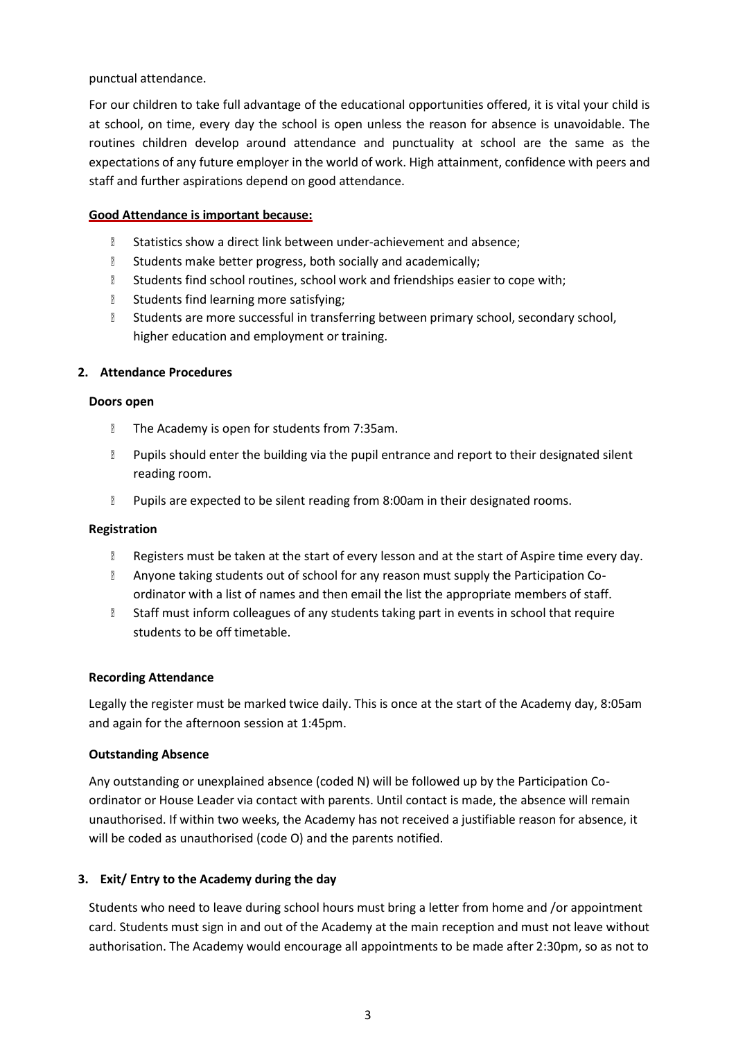punctual attendance.

For our children to take full advantage of the educational opportunities offered, it is vital your child is at school, on time, every day the school is open unless the reason for absence is unavoidable. The routines children develop around attendance and punctuality at school are the same as the expectations of any future employer in the world of work. High attainment, confidence with peers and staff and further aspirations depend on good attendance.

**Good Attendance is important because:**

- Statistics show a direct link between under-achievement and absence;
- Students make better progress, both socially and academically;
- Students find school routines, school work and friendships easier to cope with;
- Students find learning more satisfying;
- Students are more successful in transferring between primary school, secondary school, higher education and employment or training.

## 2. Attendance Procedures

**Doors open**

- The Academy is open for students from 7:35am.
- Pupils should enter the building via the pupil entrance and report to their designated silent reading room.
- Pupils are expected to be silent reading from 8:00am in their designated rooms.

**Registration**

- Registers must be taken at the start of every lesson and at the start of Aspire time every day.
- Anyone taking students out of school for any reason must supply the Participation Co-ordinator with a list of names and then email the list the appropriate members of staff.
- Staff must inform colleagues of any students taking part in events in school that require students to be off timetable.

**Recording Attendance**

Legally the register must be marked twice daily. This is once at the start of the Academy day, 8:05am and again for the afternoon session at 1:45pm.

**Outstanding Absence**

Any outstanding or unexplained absence (coded N) will be followed up by the Participation Co-ordinator or House Leader via contact with parents. Until contact is made, the absence will remain unauthorised. If within two weeks, the Academy has not received a justifiable reason for absence, it will be coded as unauthorised (code O) and the parents notified.

## 3. Exit/ Entry to the Academy during the day

Students who need to leave during school hours must bring a letter from home and /or appointment card. Students must sign in and out of the Academy at the main reception and must not leave without authorisation. The Academy would encourage all appointments to be made after 2:30pm, so as not to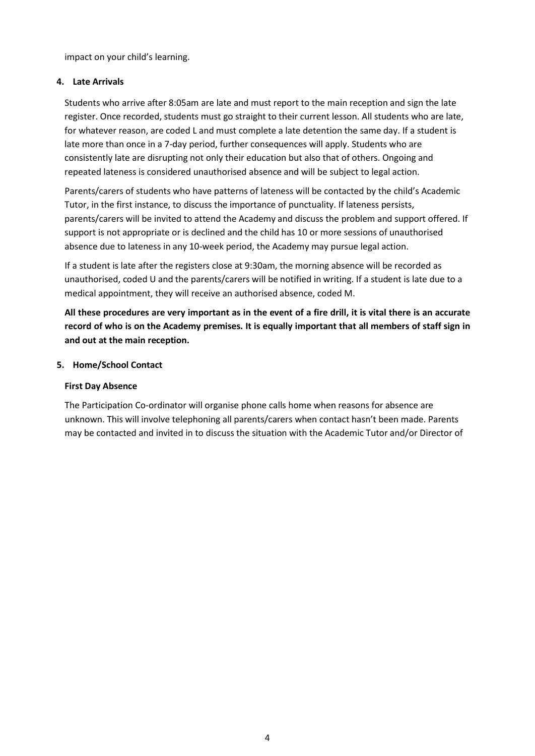impact on your child's learning.

## 4. Late Arrivals

Students who arrive after 8:05am are late and must report to the main reception and sign the late register. Once recorded, students must go straight to their current lesson. All students who are late, for whatever reason, are coded L and must complete a late detention the same day. If a student is late more than once in a 7-day period, further consequences will apply. Students who are consistently late are disrupting not only their education but also that of others. Ongoing and repeated lateness is considered unauthorised absence and will be subject to legal action.

Parents/carers of students who have patterns of lateness will be contacted by the child's Academic Tutor, in the first instance, to discuss the importance of punctuality. If lateness persists, parents/carers will be invited to attend the Academy and discuss the problem and support offered. If support is not appropriate or is declined and the child has 10 or more sessions of unauthorised absence due to lateness in any 10-week period, the Academy may pursue legal action.

If a student is late after the registers close at 9:30am, the morning absence will be recorded as unauthorised, coded U and the parents/carers will be notified in writing. If a student is late due to a medical appointment, they will receive an authorised absence, coded M.

**All these procedures are very important as in the event of a fire drill, it is vital there is an accurate record of who is on the Academy premises. It is equally important that all members of staff sign in and out at the main reception.**

## 5. Home/School Contact

### First Day Absence

The Participation Co-ordinator will organise phone calls home when reasons for absence are unknown. This will involve telephoning all parents/carers when contact hasn't been made. Parents may be contacted and invited in to discuss the situation with the Academic Tutor and/or Director of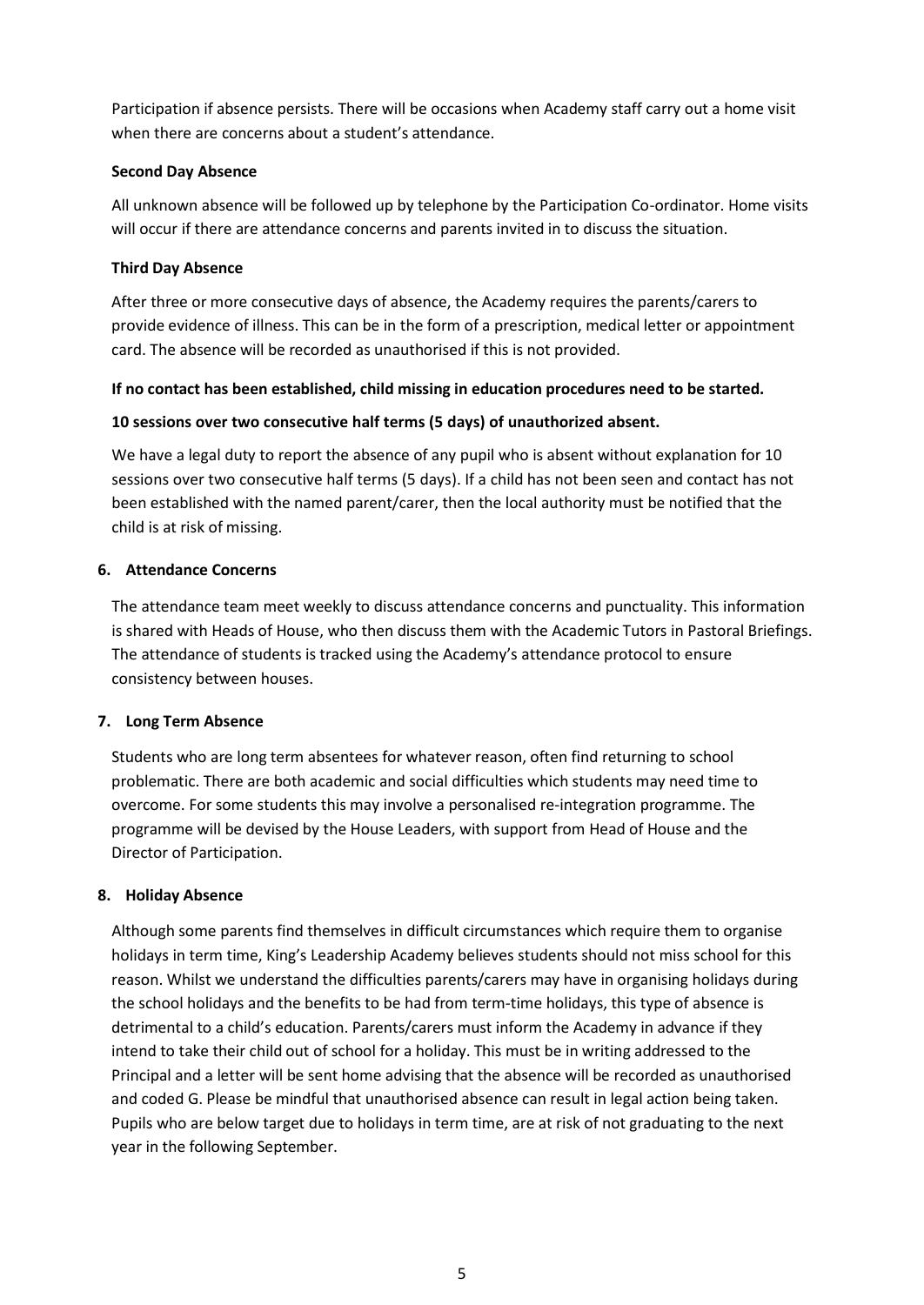Participation if absence persists. There will be occasions when Academy staff carry out a home visit when there are concerns about a student's attendance.

**Second Day Absence**

All unknown absence will be followed up by telephone by the Participation Co-ordinator. Home visits will occur if there are attendance concerns and parents invited in to discuss the situation.

**Third Day Absence**

After three or more consecutive days of absence, the Academy requires the parents/carers to provide evidence of illness. This can be in the form of a prescription, medical letter or appointment card. The absence will be recorded as unauthorised if this is not provided.

**If no contact has been established, child missing in education procedures need to be started.**

**10 sessions over two consecutive half terms (5 days) of unauthorized absent.**

We have a legal duty to report the absence of any pupil who is absent without explanation for 10 sessions over two consecutive half terms (5 days). If a child has not been seen and contact has not been established with the named parent/carer, then the local authority must be notified that the child is at risk of missing.

## 6. Attendance Concerns

The attendance team meet weekly to discuss attendance concerns and punctuality. This information is shared with Heads of House, who then discuss them with the Academic Tutors in Pastoral Briefings. The attendance of students is tracked using the Academy's attendance protocol to ensure consistency between houses.

## 7. Long Term Absence

Students who are long term absentees for whatever reason, often find returning to school problematic. There are both academic and social difficulties which students may need time to overcome. For some students this may involve a personalised re-integration programme. The programme will be devised by the House Leaders, with support from Head of House and the Director of Participation.

## 8. Holiday Absence

Although some parents find themselves in difficult circumstances which require them to organise holidays in term time, King's Leadership Academy believes students should not miss school for this reason. Whilst we understand the difficulties parents/carers may have in organising holidays during the school holidays and the benefits to be had from term-time holidays, this type of absence is detrimental to a child's education. Parents/carers must inform the Academy in advance if they intend to take their child out of school for a holiday. This must be in writing addressed to the Principal and a letter will be sent home advising that the absence will be recorded as unauthorised and coded G. Please be mindful that unauthorised absence can result in legal action being taken. Pupils who are below target due to holidays in term time, are at risk of not graduating to the next year in the following September.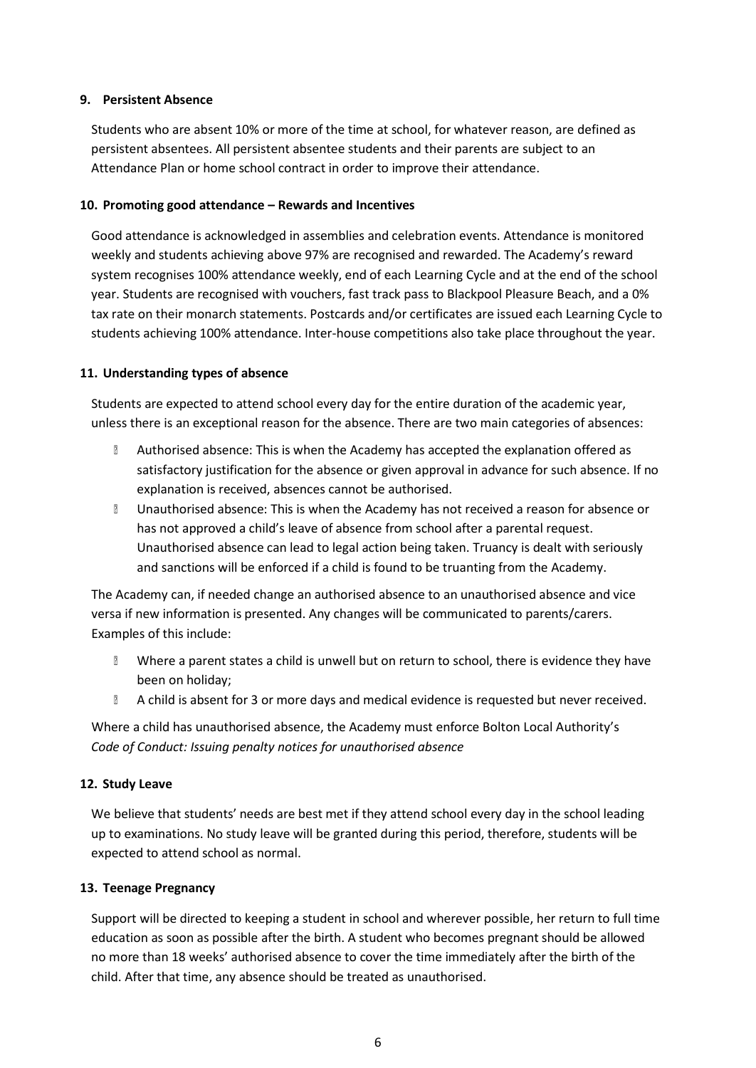## 9. Persistent Absence

Students who are absent 10% or more of the time at school, for whatever reason, are defined as persistent absentees. All persistent absentee students and their parents are subject to an Attendance Plan or home school contract in order to improve their attendance.

## 10. Promoting good attendance – Rewards and Incentives

Good attendance is acknowledged in assemblies and celebration events. Attendance is monitored weekly and students achieving above 97% are recognised and rewarded. The Academy's reward system recognises 100% attendance weekly, end of each Learning Cycle and at the end of the school year. Students are recognised with vouchers, fast track pass to Blackpool Pleasure Beach, and a 0% tax rate on their monarch statements. Postcards and/or certificates are issued each Learning Cycle to students achieving 100% attendance. Inter-house competitions also take place throughout the year.

## 11. Understanding types of absence

Students are expected to attend school every day for the entire duration of the academic year, unless there is an exceptional reason for the absence. There are two main categories of absences:

- Authorised absence: This is when the Academy has accepted the explanation offered as satisfactory justification for the absence or given approval in advance for such absence. If no explanation is received, absences cannot be authorised.
- Unauthorised absence: This is when the Academy has not received a reason for absence or has not approved a child's leave of absence from school after a parental request. Unauthorised absence can lead to legal action being taken. Truancy is dealt with seriously and sanctions will be enforced if a child is found to be truanting from the Academy.

The Academy can, if needed change an authorised absence to an unauthorised absence and vice versa if new information is presented. Any changes will be communicated to parents/carers. Examples of this include:

- Where a parent states a child is unwell but on return to school, there is evidence they have been on holiday;
- A child is absent for 3 or more days and medical evidence is requested but never received.

Where a child has unauthorised absence, the Academy must enforce Bolton Local Authority's *Code of Conduct: Issuing penalty notices for unauthorised absence*

## 12. Study Leave

We believe that students' needs are best met if they attend school every day in the school leading up to examinations. No study leave will be granted during this period, therefore, students will be expected to attend school as normal.

## 13. Teenage Pregnancy

Support will be directed to keeping a student in school and wherever possible, her return to full time education as soon as possible after the birth. A student who becomes pregnant should be allowed no more than 18 weeks' authorised absence to cover the time immediately after the birth of the child. After that time, any absence should be treated as unauthorised.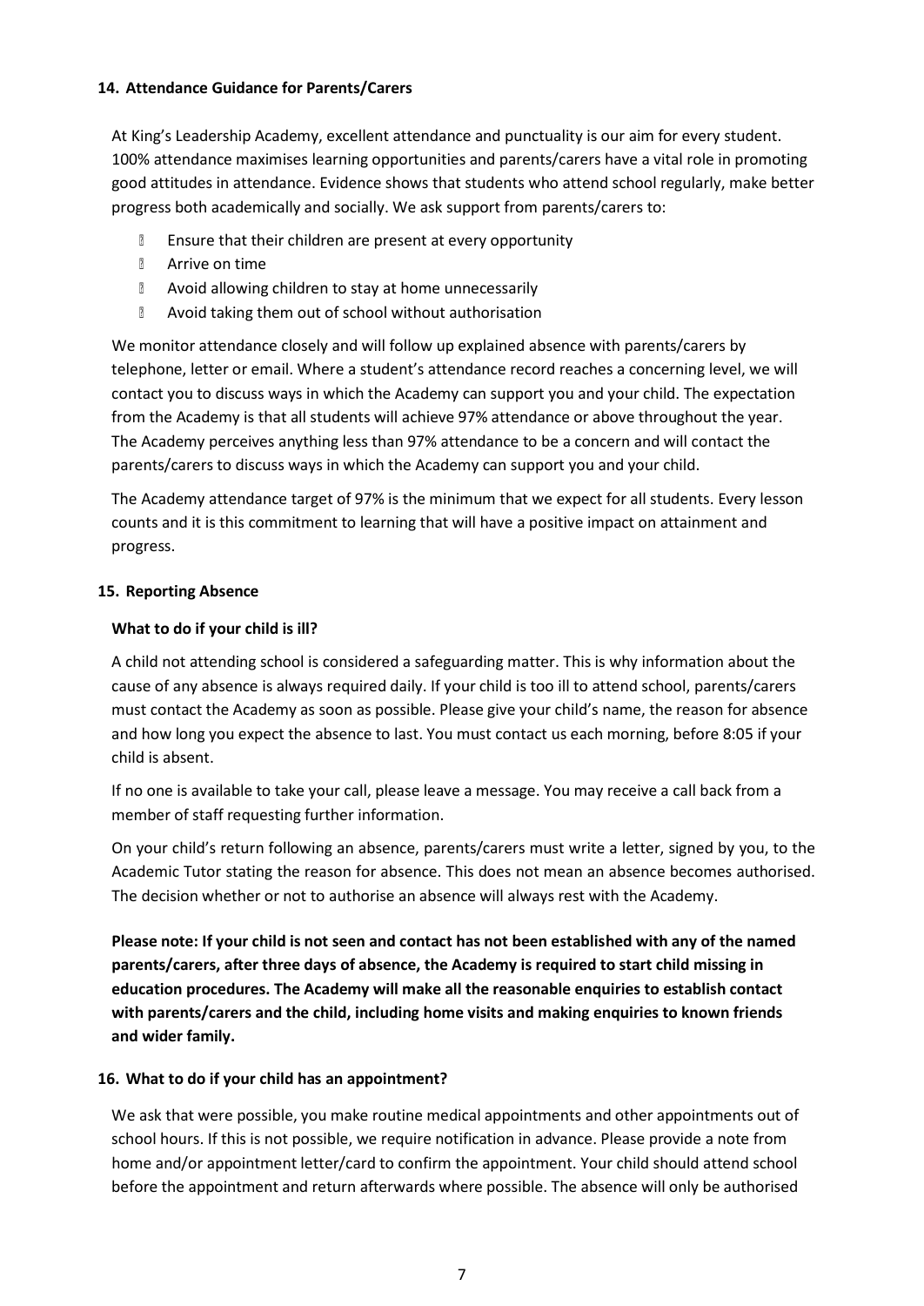## 14. Attendance Guidance for Parents/Carers

At King's Leadership Academy, excellent attendance and punctuality is our aim for every student. 100% attendance maximises learning opportunities and parents/carers have a vital role in promoting good attitudes in attendance. Evidence shows that students who attend school regularly, make better progress both academically and socially. We ask support from parents/carers to:

- Ensure that their children are present at every opportunity
- Arrive on time
- Avoid allowing children to stay at home unnecessarily
- Avoid taking them out of school without authorisation

We monitor attendance closely and will follow up explained absence with parents/carers by telephone, letter or email. Where a student's attendance record reaches a concerning level, we will contact you to discuss ways in which the Academy can support you and your child. The expectation from the Academy is that all students will achieve 97% attendance or above throughout the year. The Academy perceives anything less than 97% attendance to be a concern and will contact the parents/carers to discuss ways in which the Academy can support you and your child.

The Academy attendance target of 97% is the minimum that we expect for all students. Every lesson counts and it is this commitment to learning that will have a positive impact on attainment and progress.

## 15. Reporting Absence

### What to do if your child is ill?

A child not attending school is considered a safeguarding matter. This is why information about the cause of any absence is always required daily. If your child is too ill to attend school, parents/carers must contact the Academy as soon as possible. Please give your child's name, the reason for absence and how long you expect the absence to last. You must contact us each morning, before 8:05 if your child is absent.

If no one is available to take your call, please leave a message. You may receive a call back from a member of staff requesting further information.

On your child's return following an absence, parents/carers must write a letter, signed by you, to the Academic Tutor stating the reason for absence. This does not mean an absence becomes authorised. The decision whether or not to authorise an absence will always rest with the Academy.

**Please note: If your child is not seen and contact has not been established with any of the named parents/carers, after three days of absence, the Academy is required to start child missing in education procedures. The Academy will make all the reasonable enquiries to establish contact with parents/carers and the child, including home visits and making enquiries to known friends and wider family.**

## 16. What to do if your child has an appointment?

We ask that were possible, you make routine medical appointments and other appointments out of school hours. If this is not possible, we require notification in advance. Please provide a note from home and/or appointment letter/card to confirm the appointment. Your child should attend school before the appointment and return afterwards where possible. The absence will only be authorised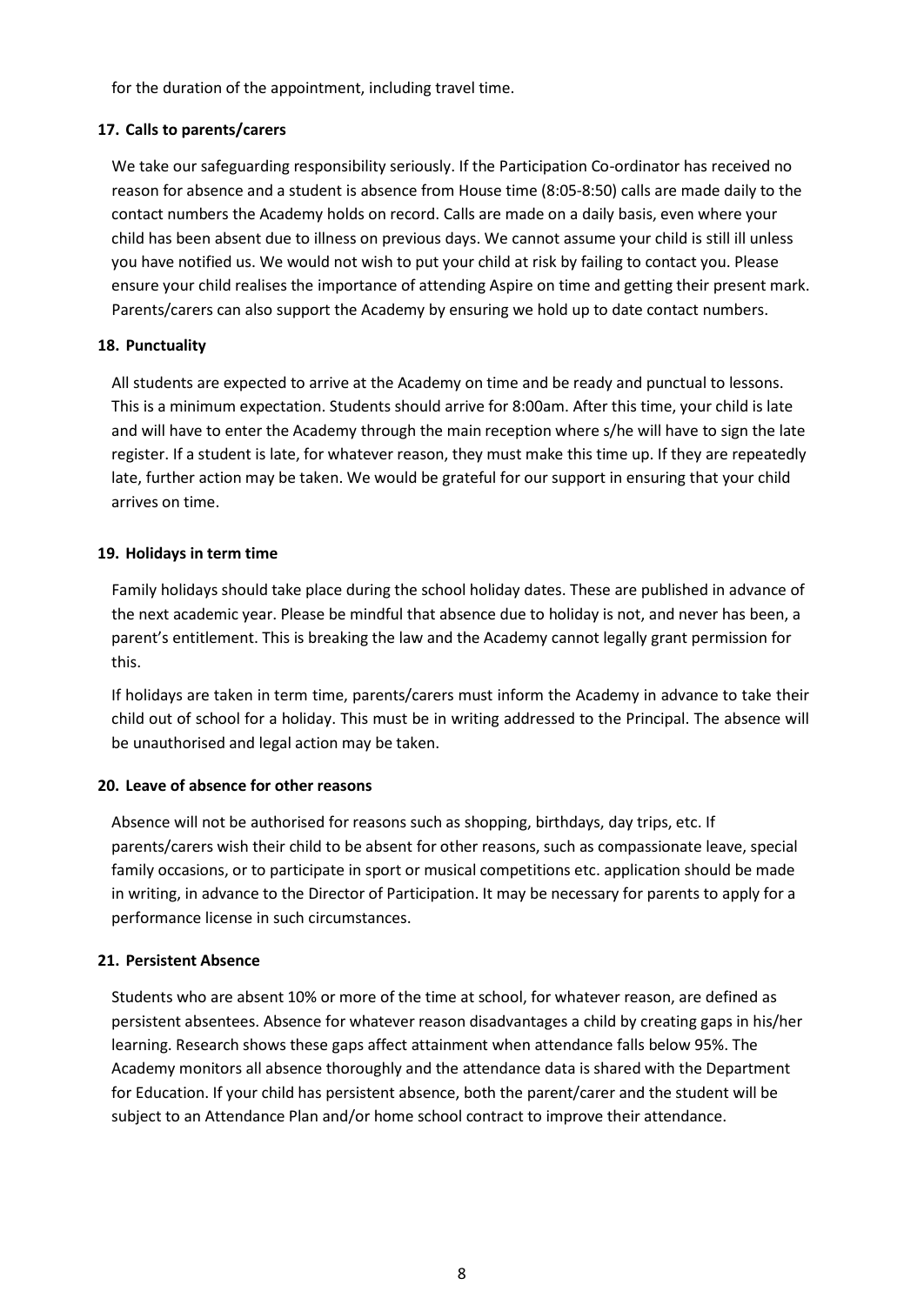for the duration of the appointment, including travel time.

**17. Calls to parents/carers**

We take our safeguarding responsibility seriously. If the Participation Co-ordinator has received no reason for absence and a student is absence from House time (8:05-8:50) calls are made daily to the contact numbers the Academy holds on record. Calls are made on a daily basis, even where your child has been absent due to illness on previous days. We cannot assume your child is still ill unless you have notified us. We would not wish to put your child at risk by failing to contact you. Please ensure your child realises the importance of attending Aspire on time and getting their present mark. Parents/carers can also support the Academy by ensuring we hold up to date contact numbers.

**18. Punctuality**

All students are expected to arrive at the Academy on time and be ready and punctual to lessons. This is a minimum expectation. Students should arrive for 8:00am. After this time, your child is late and will have to enter the Academy through the main reception where s/he will have to sign the late register. If a student is late, for whatever reason, they must make this time up. If they are repeatedly late, further action may be taken. We would be grateful for our support in ensuring that your child arrives on time.

**19. Holidays in term time**

Family holidays should take place during the school holiday dates. These are published in advance of the next academic year. Please be mindful that absence due to holiday is not, and never has been, a parent's entitlement. This is breaking the law and the Academy cannot legally grant permission for this.

If holidays are taken in term time, parents/carers must inform the Academy in advance to take their child out of school for a holiday. This must be in writing addressed to the Principal. The absence will be unauthorised and legal action may be taken.

**20. Leave of absence for other reasons**

Absence will not be authorised for reasons such as shopping, birthdays, day trips, etc. If parents/carers wish their child to be absent for other reasons, such as compassionate leave, special family occasions, or to participate in sport or musical competitions etc. application should be made in writing, in advance to the Director of Participation. It may be necessary for parents to apply for a performance license in such circumstances.

**21. Persistent Absence**

Students who are absent 10% or more of the time at school, for whatever reason, are defined as persistent absentees. Absence for whatever reason disadvantages a child by creating gaps in his/her learning. Research shows these gaps affect attainment when attendance falls below 95%. The Academy monitors all absence thoroughly and the attendance data is shared with the Department for Education. If your child has persistent absence, both the parent/carer and the student will be subject to an Attendance Plan and/or home school contract to improve their attendance.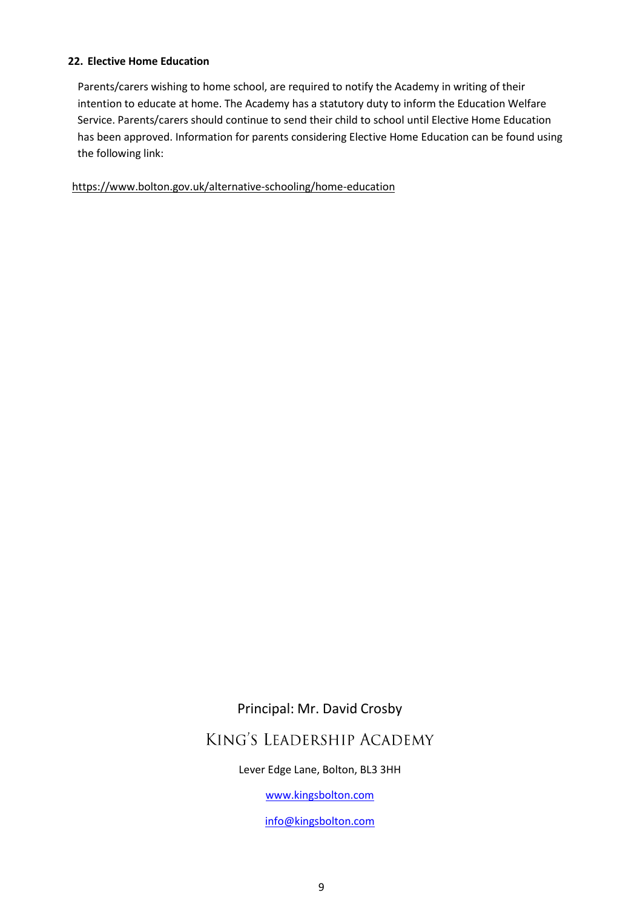## 22. Elective Home Education

Parents/carers wishing to home school, are required to notify the Academy in writing of their intention to educate at home. The Academy has a statutory duty to inform the Education Welfare Service. Parents/carers should continue to send their child to school until Elective Home Education has been approved. Information for parents considering Elective Home Education can be found using the following link:

https://www.bolton.gov.uk/alternative-schooling/home-education

Principal: Mr. David Crosby

KING'S LEADERSHIP ACADEMY

Lever Edge Lane, Bolton, BL3 3HH

www.kingsbolton.com

info@kingsbolton.com